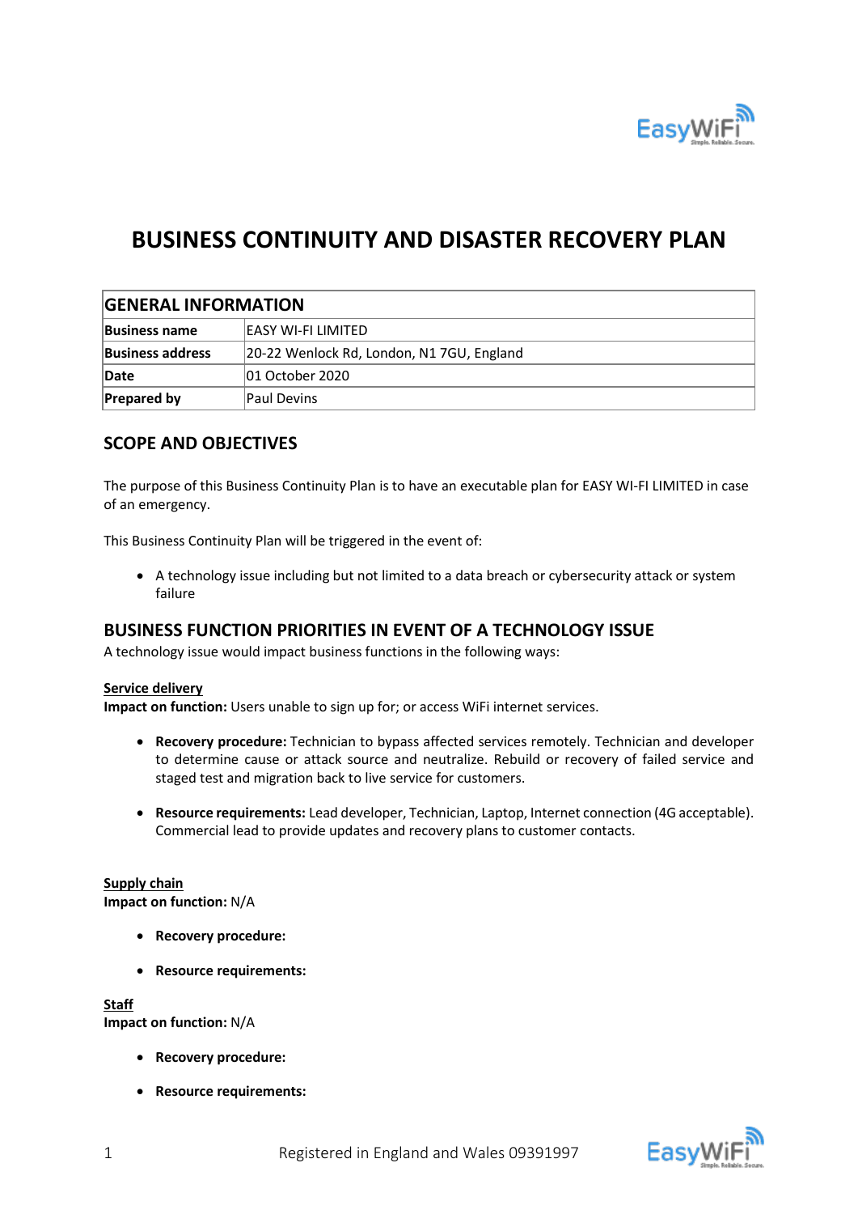# BUSINESS CONTINUITY AND DISASTER RECOVERY PLAN

| GENERAL INFORMATION | |
|---|---|
| **Business name** | EASY WI-FI LIMITED |
| **Business address** | 20-22 Wenlock Rd, London, N1 7GU, England |
| **Date** | 01 October 2020 |
| **Prepared by** | Paul Devins |

## SCOPE AND OBJECTIVES

The purpose of this Business Continuity Plan is to have an executable plan for EASY WI-FI LIMITED in case of an emergency.

This Business Continuity Plan will be triggered in the event of:

- A technology issue including but not limited to a data breach or cybersecurity attack or system failure

## BUSINESS FUNCTION PRIORITIES IN EVENT OF A TECHNOLOGY ISSUE

A technology issue would impact business functions in the following ways:

**Service delivery**
**Impact on function:** Users unable to sign up for; or access WiFi internet services.

- **Recovery procedure:** Technician to bypass affected services remotely. Technician and developer to determine cause or attack source and neutralize. Rebuild or recovery of failed service and staged test and migration back to live service for customers.
- **Resource requirements:** Lead developer, Technician, Laptop, Internet connection (4G acceptable). Commercial lead to provide updates and recovery plans to customer contacts.

**Supply chain**
**Impact on function:** N/A

- **Recovery procedure:**
- **Resource requirements:**

**Staff**
**Impact on function:** N/A

- **Recovery procedure:**
- **Resource requirements:**

Registered in England and Wales 09391997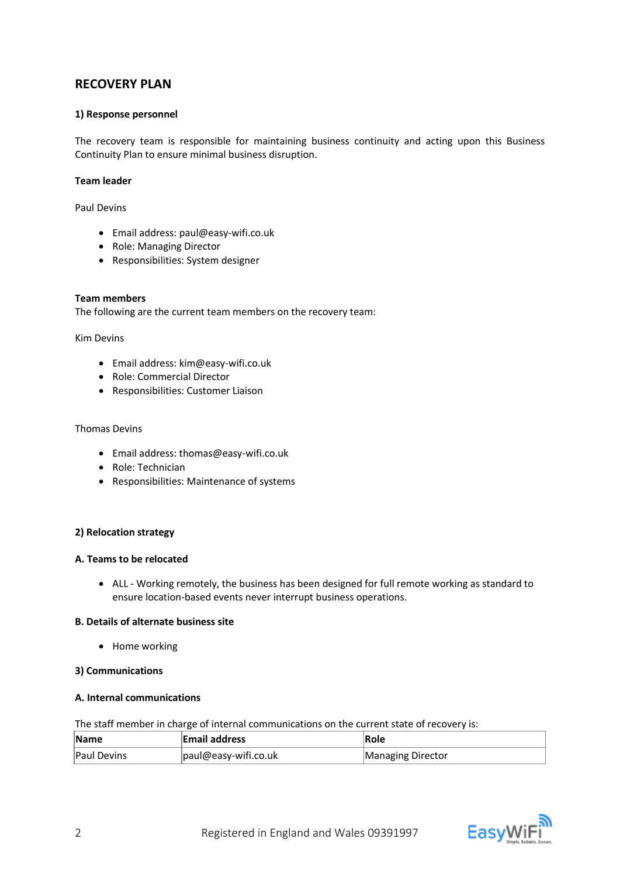## RECOVERY PLAN

### 1) Response personnel

The recovery team is responsible for maintaining business continuity and acting upon this Business Continuity Plan to ensure minimal business disruption.

**Team leader**

Paul Devins

- Email address: paul@easy-wifi.co.uk
- Role: Managing Director
- Responsibilities: System designer

**Team members**

The following are the current team members on the recovery team:

Kim Devins

- Email address: kim@easy-wifi.co.uk
- Role: Commercial Director
- Responsibilities: Customer Liaison

Thomas Devins

- Email address: thomas@easy-wifi.co.uk
- Role: Technician
- Responsibilities: Maintenance of systems

### 2) Relocation strategy

**A. Teams to be relocated**

- ALL - Working remotely, the business has been designed for full remote working as standard to ensure location-based events never interrupt business operations.

**B. Details of alternate business site**

- Home working

### 3) Communications

**A. Internal communications**

The staff member in charge of internal communications on the current state of recovery is:

| Name | Email address | Role |
|---|---|---|
| Paul Devins | paul@easy-wifi.co.uk | Managing Director |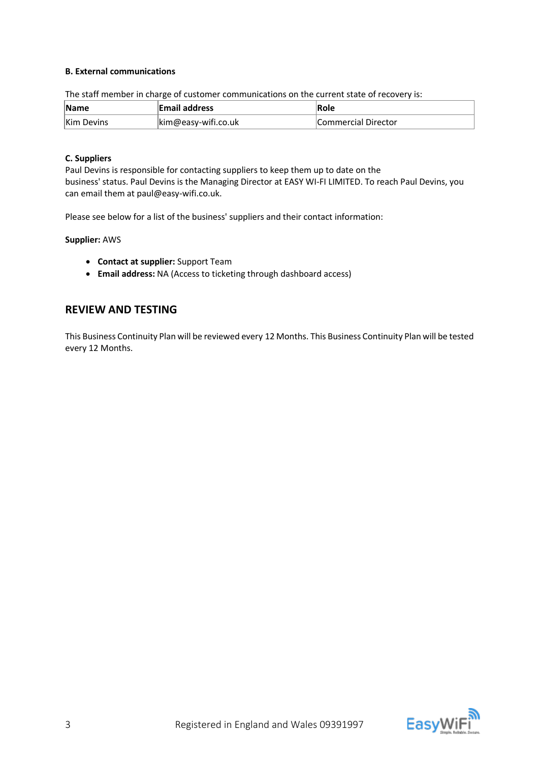**B. External communications**

The staff member in charge of customer communications on the current state of recovery is:

| Name | Email address | Role |
| --- | --- | --- |
| Kim Devins | kim@easy-wifi.co.uk | Commercial Director |

**C. Suppliers**

Paul Devins is responsible for contacting suppliers to keep them up to date on the business' status. Paul Devins is the Managing Director at EASY WI-FI LIMITED. To reach Paul Devins, you can email them at paul@easy-wifi.co.uk.

Please see below for a list of the business' suppliers and their contact information:

**Supplier:** AWS

- **Contact at supplier:** Support Team
- **Email address:** NA (Access to ticketing through dashboard access)

## REVIEW AND TESTING

This Business Continuity Plan will be reviewed every 12 Months. This Business Continuity Plan will be tested every 12 Months.